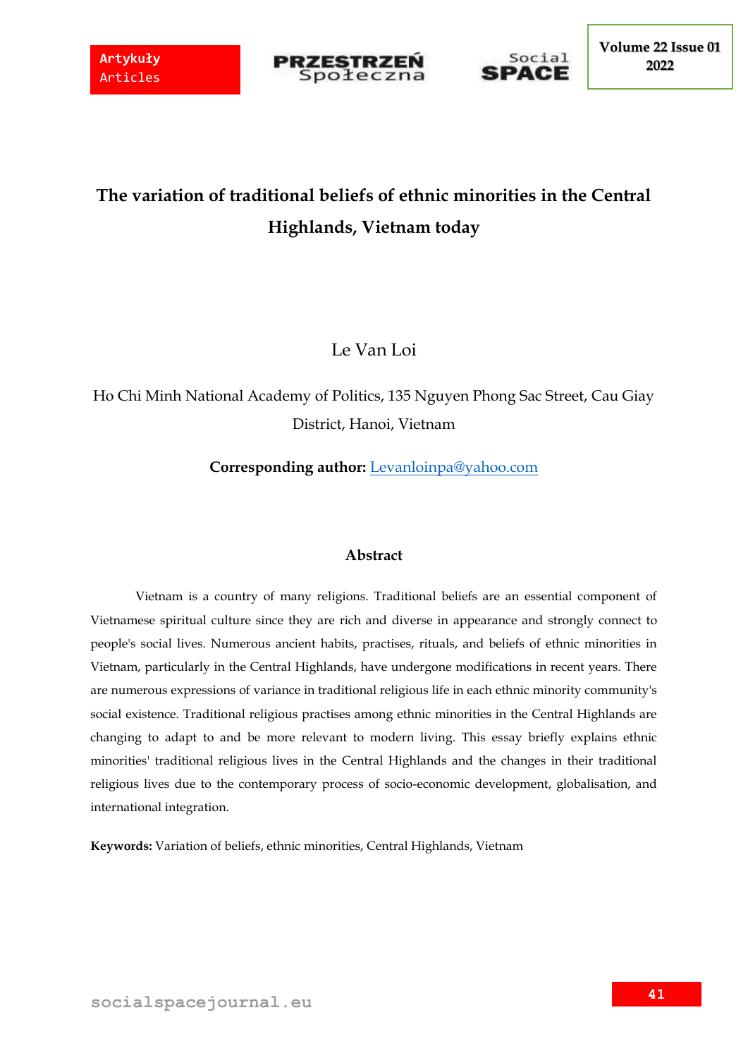# The variation of traditional beliefs of ethnic minorities in the Central Highlands, Vietnam today

Le Van Loi

Ho Chi Minh National Academy of Politics, 135 Nguyen Phong Sac Street, Cau Giay District, Hanoi, Vietnam

**Corresponding author:** Levanloinpa@yahoo.com

## Abstract

Vietnam is a country of many religions. Traditional beliefs are an essential component of Vietnamese spiritual culture since they are rich and diverse in appearance and strongly connect to people's social lives. Numerous ancient habits, practises, rituals, and beliefs of ethnic minorities in Vietnam, particularly in the Central Highlands, have undergone modifications in recent years. There are numerous expressions of variance in traditional religious life in each ethnic minority community's social existence. Traditional religious practises among ethnic minorities in the Central Highlands are changing to adapt to and be more relevant to modern living. This essay briefly explains ethnic minorities' traditional religious lives in the Central Highlands and the changes in their traditional religious lives due to the contemporary process of socio-economic development, globalisation, and international integration.

**Keywords:** Variation of beliefs, ethnic minorities, Central Highlands, Vietnam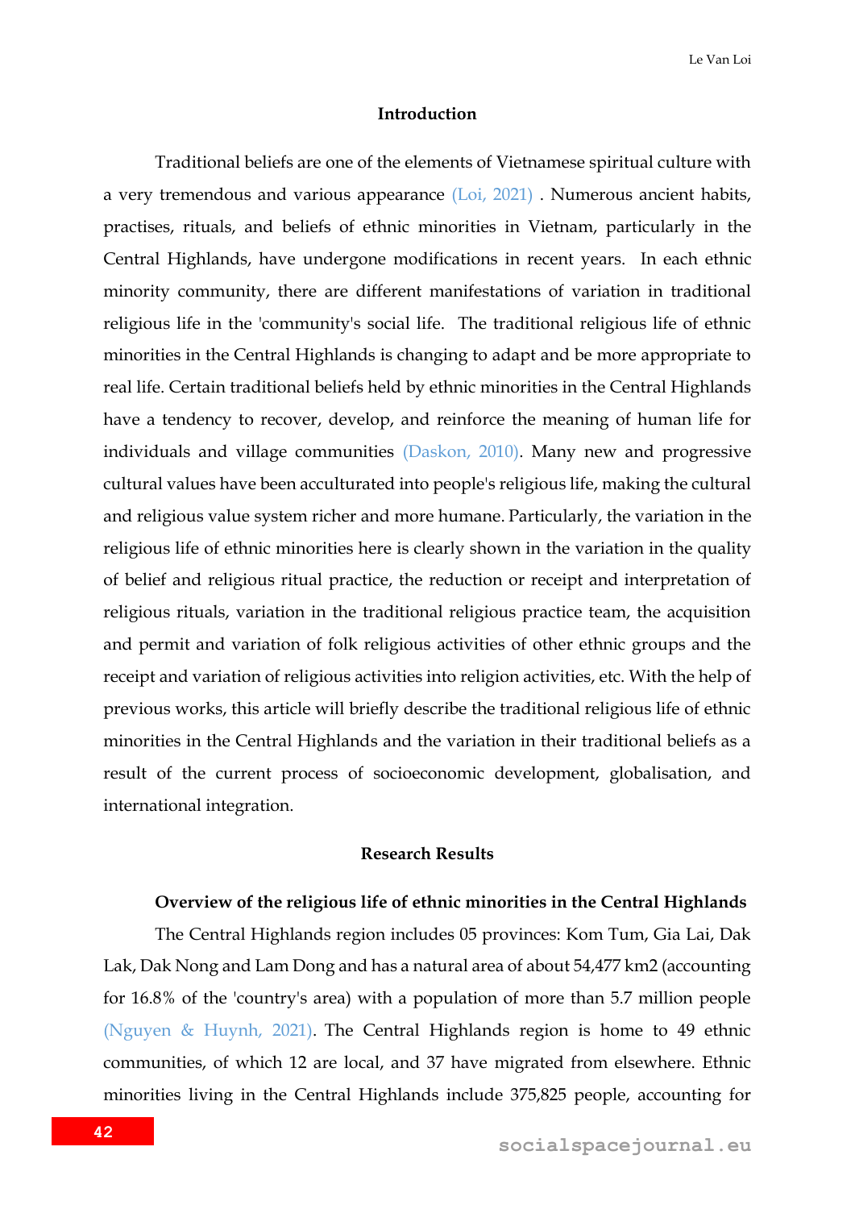## Introduction

Traditional beliefs are one of the elements of Vietnamese spiritual culture with a very tremendous and various appearance (Loi, 2021) . Numerous ancient habits, practises, rituals, and beliefs of ethnic minorities in Vietnam, particularly in the Central Highlands, have undergone modifications in recent years. In each ethnic minority community, there are different manifestations of variation in traditional religious life in the 'community's social life. The traditional religious life of ethnic minorities in the Central Highlands is changing to adapt and be more appropriate to real life. Certain traditional beliefs held by ethnic minorities in the Central Highlands have a tendency to recover, develop, and reinforce the meaning of human life for individuals and village communities (Daskon, 2010). Many new and progressive cultural values have been acculturated into people's religious life, making the cultural and religious value system richer and more humane. Particularly, the variation in the religious life of ethnic minorities here is clearly shown in the variation in the quality of belief and religious ritual practice, the reduction or receipt and interpretation of religious rituals, variation in the traditional religious practice team, the acquisition and permit and variation of folk religious activities of other ethnic groups and the receipt and variation of religious activities into religion activities, etc. With the help of previous works, this article will briefly describe the traditional religious life of ethnic minorities in the Central Highlands and the variation in their traditional beliefs as a result of the current process of socioeconomic development, globalisation, and international integration.

## Research Results

### Overview of the religious life of ethnic minorities in the Central Highlands

The Central Highlands region includes 05 provinces: Kom Tum, Gia Lai, Dak Lak, Dak Nong and Lam Dong and has a natural area of about 54,477 km2 (accounting for 16.8% of the 'country's area) with a population of more than 5.7 million people (Nguyen & Huynh, 2021). The Central Highlands region is home to 49 ethnic communities, of which 12 are local, and 37 have migrated from elsewhere. Ethnic minorities living in the Central Highlands include 375,825 people, accounting for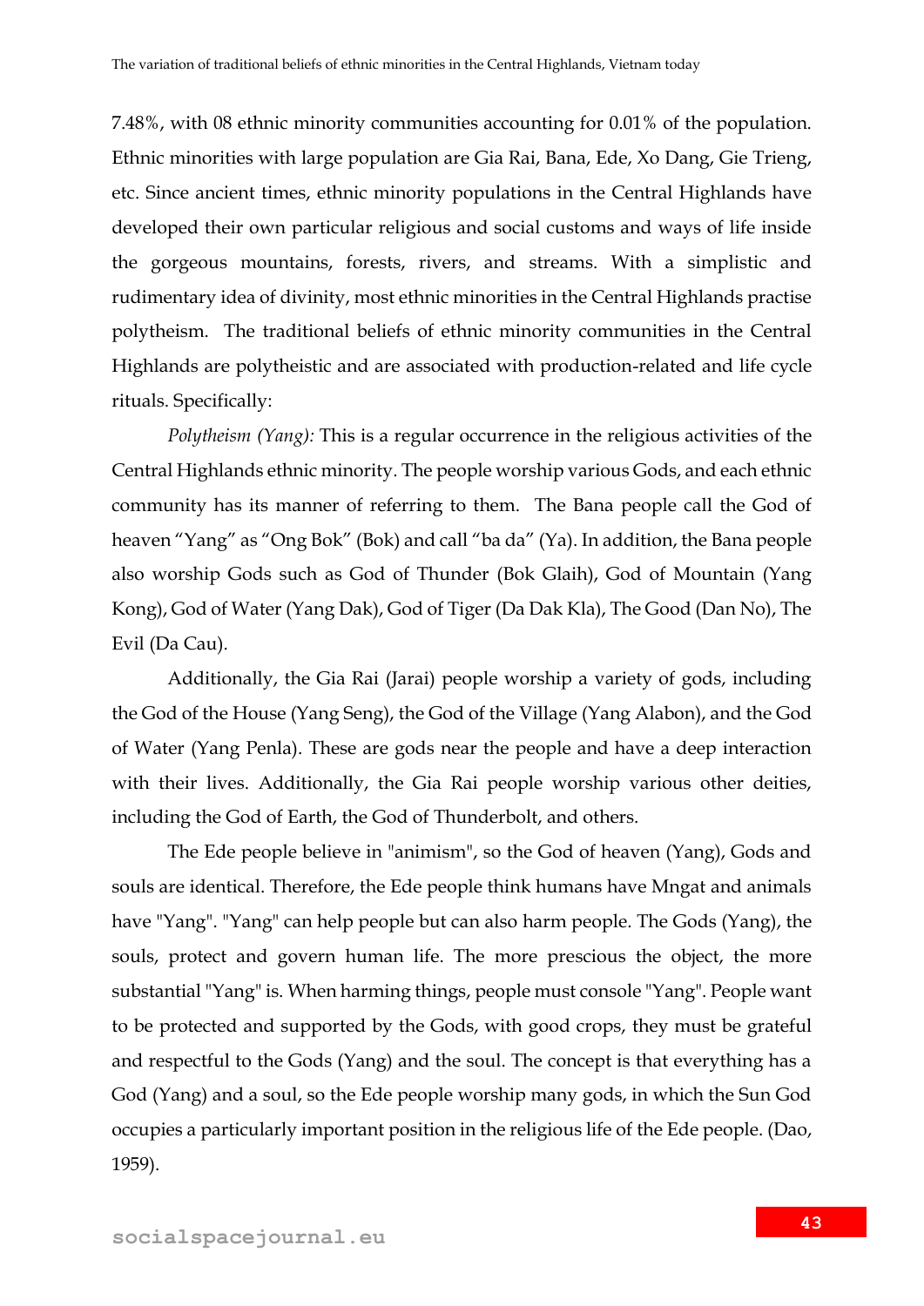7.48%, with 08 ethnic minority communities accounting for 0.01% of the population. Ethnic minorities with large population are Gia Rai, Bana, Ede, Xo Dang, Gie Trieng, etc. Since ancient times, ethnic minority populations in the Central Highlands have developed their own particular religious and social customs and ways of life inside the gorgeous mountains, forests, rivers, and streams. With a simplistic and rudimentary idea of divinity, most ethnic minorities in the Central Highlands practise polytheism. The traditional beliefs of ethnic minority communities in the Central Highlands are polytheistic and are associated with production-related and life cycle rituals. Specifically:

*Polytheism (Yang):* This is a regular occurrence in the religious activities of the Central Highlands ethnic minority. The people worship various Gods, and each ethnic community has its manner of referring to them. The Bana people call the God of heaven "Yang" as "Ong Bok" (Bok) and call "ba da" (Ya). In addition, the Bana people also worship Gods such as God of Thunder (Bok Glaih), God of Mountain (Yang Kong), God of Water (Yang Dak), God of Tiger (Da Dak Kla), The Good (Dan No), The Evil (Da Cau).

Additionally, the Gia Rai (Jarai) people worship a variety of gods, including the God of the House (Yang Seng), the God of the Village (Yang Alabon), and the God of Water (Yang Penla). These are gods near the people and have a deep interaction with their lives. Additionally, the Gia Rai people worship various other deities, including the God of Earth, the God of Thunderbolt, and others.

The Ede people believe in "animism", so the God of heaven (Yang), Gods and souls are identical. Therefore, the Ede people think humans have Mngat and animals have "Yang". "Yang" can help people but can also harm people. The Gods (Yang), the souls, protect and govern human life. The more prescious the object, the more substantial "Yang" is. When harming things, people must console "Yang". People want to be protected and supported by the Gods, with good crops, they must be grateful and respectful to the Gods (Yang) and the soul. The concept is that everything has a God (Yang) and a soul, so the Ede people worship many gods, in which the Sun God occupies a particularly important position in the religious life of the Ede people. (Dao, 1959).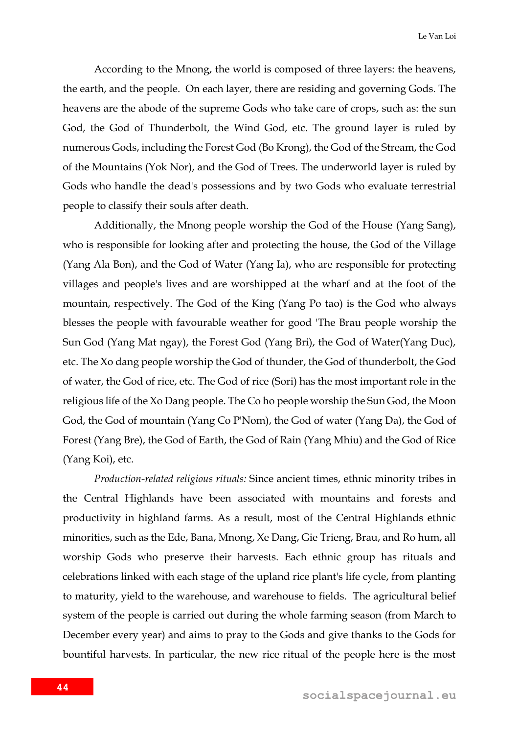According to the Mnong, the world is composed of three layers: the heavens, the earth, and the people. On each layer, there are residing and governing Gods. The heavens are the abode of the supreme Gods who take care of crops, such as: the sun God, the God of Thunderbolt, the Wind God, etc. The ground layer is ruled by numerous Gods, including the Forest God (Bo Krong), the God of the Stream, the God of the Mountains (Yok Nor), and the God of Trees. The underworld layer is ruled by Gods who handle the dead's possessions and by two Gods who evaluate terrestrial people to classify their souls after death.

Additionally, the Mnong people worship the God of the House (Yang Sang), who is responsible for looking after and protecting the house, the God of the Village (Yang Ala Bon), and the God of Water (Yang Ia), who are responsible for protecting villages and people's lives and are worshipped at the wharf and at the foot of the mountain, respectively. The God of the King (Yang Po tao) is the God who always blesses the people with favourable weather for good 'The Brau people worship the Sun God (Yang Mat ngay), the Forest God (Yang Bri), the God of Water(Yang Duc), etc. The Xo dang people worship the God of thunder, the God of thunderbolt, the God of water, the God of rice, etc. The God of rice (Sori) has the most important role in the religious life of the Xo Dang people. The Co ho people worship the Sun God, the Moon God, the God of mountain (Yang Co P'Nom), the God of water (Yang Da), the God of Forest (Yang Bre), the God of Earth, the God of Rain (Yang Mhiu) and the God of Rice (Yang Koi), etc.

*Production-related religious rituals:* Since ancient times, ethnic minority tribes in the Central Highlands have been associated with mountains and forests and productivity in highland farms. As a result, most of the Central Highlands ethnic minorities, such as the Ede, Bana, Mnong, Xe Dang, Gie Trieng, Brau, and Ro hum, all worship Gods who preserve their harvests. Each ethnic group has rituals and celebrations linked with each stage of the upland rice plant's life cycle, from planting to maturity, yield to the warehouse, and warehouse to fields. The agricultural belief system of the people is carried out during the whole farming season (from March to December every year) and aims to pray to the Gods and give thanks to the Gods for bountiful harvests. In particular, the new rice ritual of the people here is the most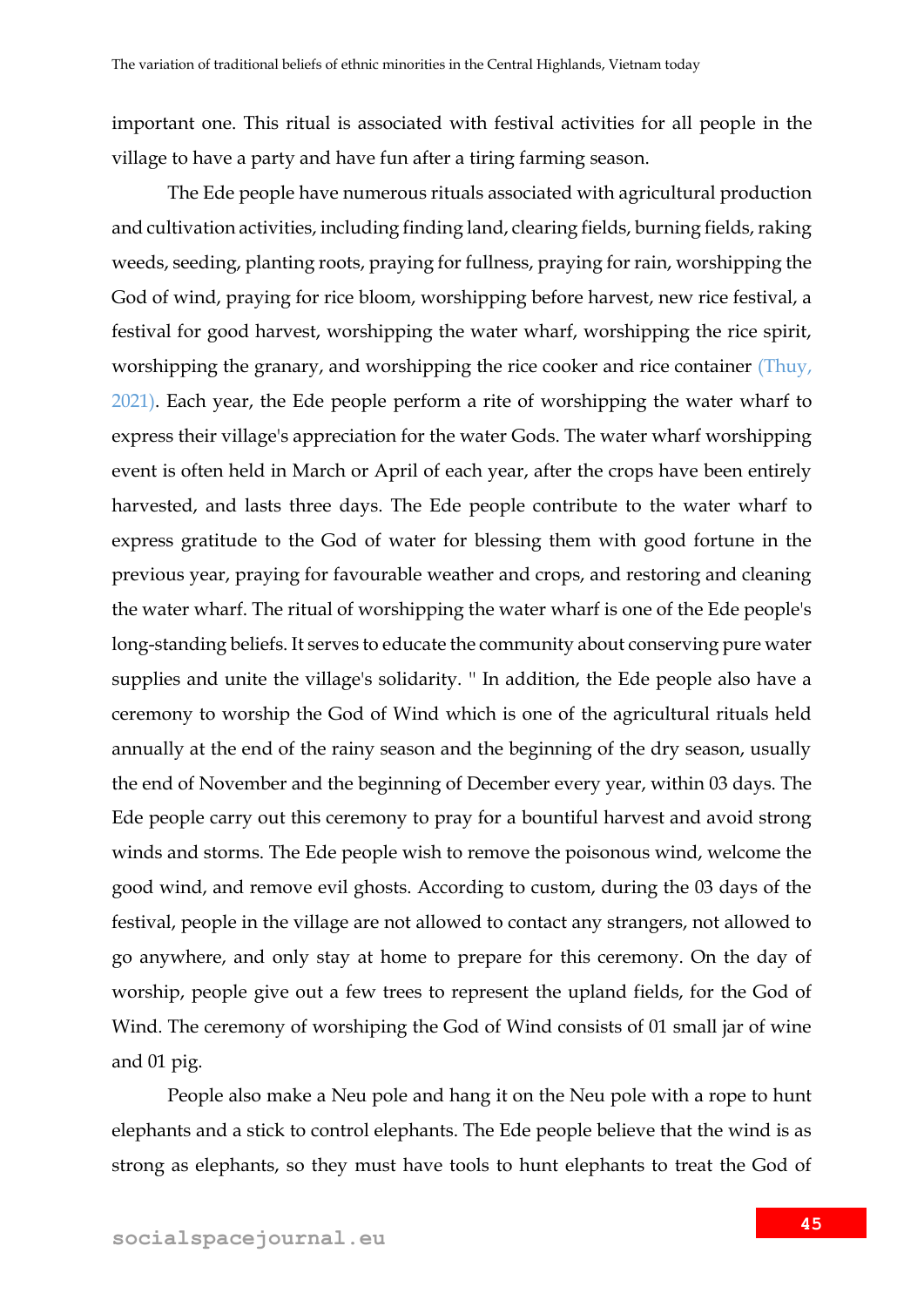important one. This ritual is associated with festival activities for all people in the village to have a party and have fun after a tiring farming season.

The Ede people have numerous rituals associated with agricultural production and cultivation activities, including finding land, clearing fields, burning fields, raking weeds, seeding, planting roots, praying for fullness, praying for rain, worshipping the God of wind, praying for rice bloom, worshipping before harvest, new rice festival, a festival for good harvest, worshipping the water wharf, worshipping the rice spirit, worshipping the granary, and worshipping the rice cooker and rice container (Thuy, 2021). Each year, the Ede people perform a rite of worshipping the water wharf to express their village's appreciation for the water Gods. The water wharf worshipping event is often held in March or April of each year, after the crops have been entirely harvested, and lasts three days. The Ede people contribute to the water wharf to express gratitude to the God of water for blessing them with good fortune in the previous year, praying for favourable weather and crops, and restoring and cleaning the water wharf. The ritual of worshipping the water wharf is one of the Ede people's long-standing beliefs. It serves to educate the community about conserving pure water supplies and unite the village's solidarity. " In addition, the Ede people also have a ceremony to worship the God of Wind which is one of the agricultural rituals held annually at the end of the rainy season and the beginning of the dry season, usually the end of November and the beginning of December every year, within 03 days. The Ede people carry out this ceremony to pray for a bountiful harvest and avoid strong winds and storms. The Ede people wish to remove the poisonous wind, welcome the good wind, and remove evil ghosts. According to custom, during the 03 days of the festival, people in the village are not allowed to contact any strangers, not allowed to go anywhere, and only stay at home to prepare for this ceremony. On the day of worship, people give out a few trees to represent the upland fields, for the God of Wind. The ceremony of worshiping the God of Wind consists of 01 small jar of wine and 01 pig.

People also make a Neu pole and hang it on the Neu pole with a rope to hunt elephants and a stick to control elephants. The Ede people believe that the wind is as strong as elephants, so they must have tools to hunt elephants to treat the God of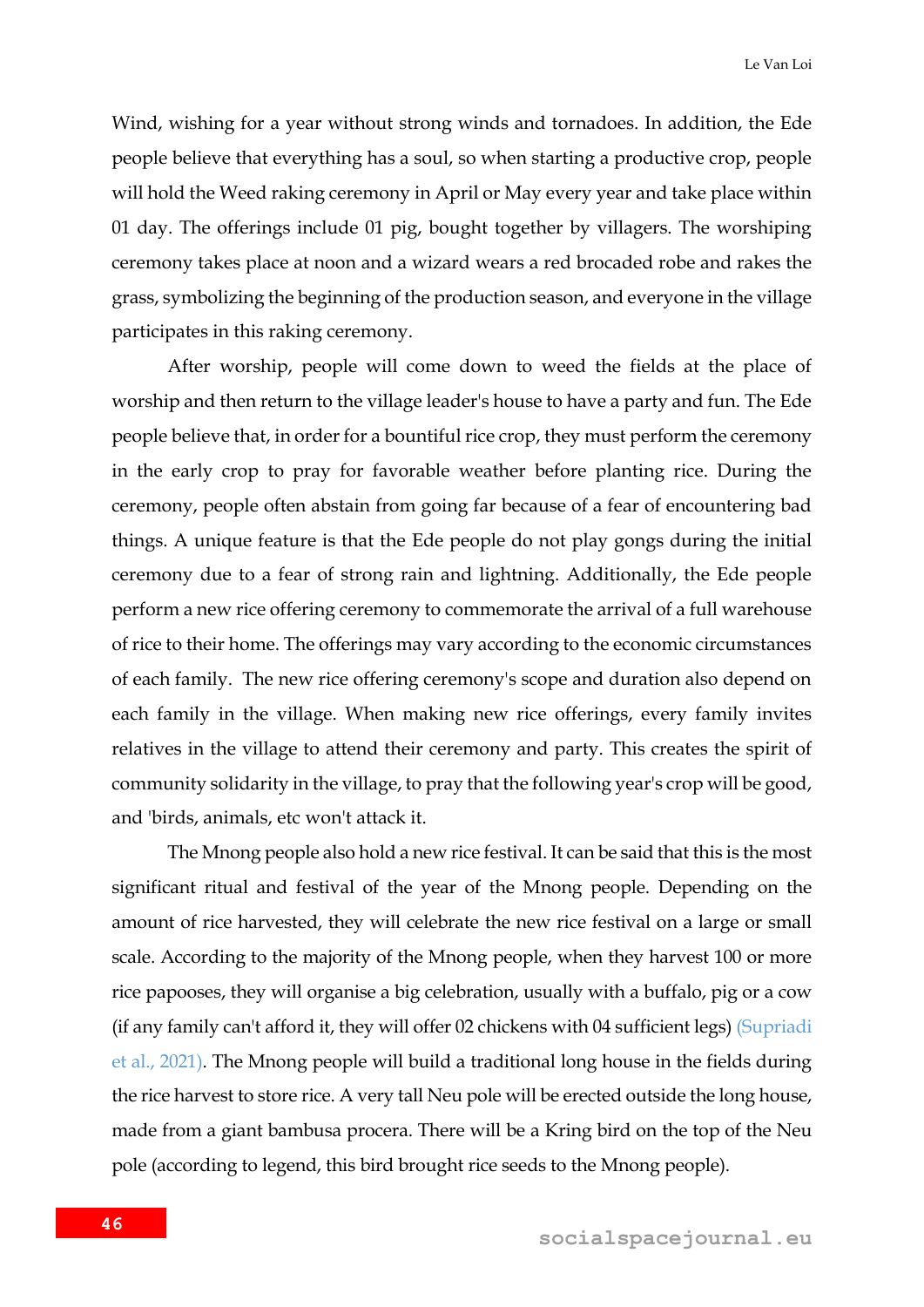Wind, wishing for a year without strong winds and tornadoes. In addition, the Ede people believe that everything has a soul, so when starting a productive crop, people will hold the Weed raking ceremony in April or May every year and take place within 01 day. The offerings include 01 pig, bought together by villagers. The worshiping ceremony takes place at noon and a wizard wears a red brocaded robe and rakes the grass, symbolizing the beginning of the production season, and everyone in the village participates in this raking ceremony.

After worship, people will come down to weed the fields at the place of worship and then return to the village leader's house to have a party and fun. The Ede people believe that, in order for a bountiful rice crop, they must perform the ceremony in the early crop to pray for favorable weather before planting rice. During the ceremony, people often abstain from going far because of a fear of encountering bad things. A unique feature is that the Ede people do not play gongs during the initial ceremony due to a fear of strong rain and lightning. Additionally, the Ede people perform a new rice offering ceremony to commemorate the arrival of a full warehouse of rice to their home. The offerings may vary according to the economic circumstances of each family. The new rice offering ceremony's scope and duration also depend on each family in the village. When making new rice offerings, every family invites relatives in the village to attend their ceremony and party. This creates the spirit of community solidarity in the village, to pray that the following year's crop will be good, and 'birds, animals, etc won't attack it.

The Mnong people also hold a new rice festival. It can be said that this is the most significant ritual and festival of the year of the Mnong people. Depending on the amount of rice harvested, they will celebrate the new rice festival on a large or small scale. According to the majority of the Mnong people, when they harvest 100 or more rice papooses, they will organise a big celebration, usually with a buffalo, pig or a cow (if any family can't afford it, they will offer 02 chickens with 04 sufficient legs) (Supriadi et al., 2021). The Mnong people will build a traditional long house in the fields during the rice harvest to store rice. A very tall Neu pole will be erected outside the long house, made from a giant bambusa procera. There will be a Kring bird on the top of the Neu pole (according to legend, this bird brought rice seeds to the Mnong people).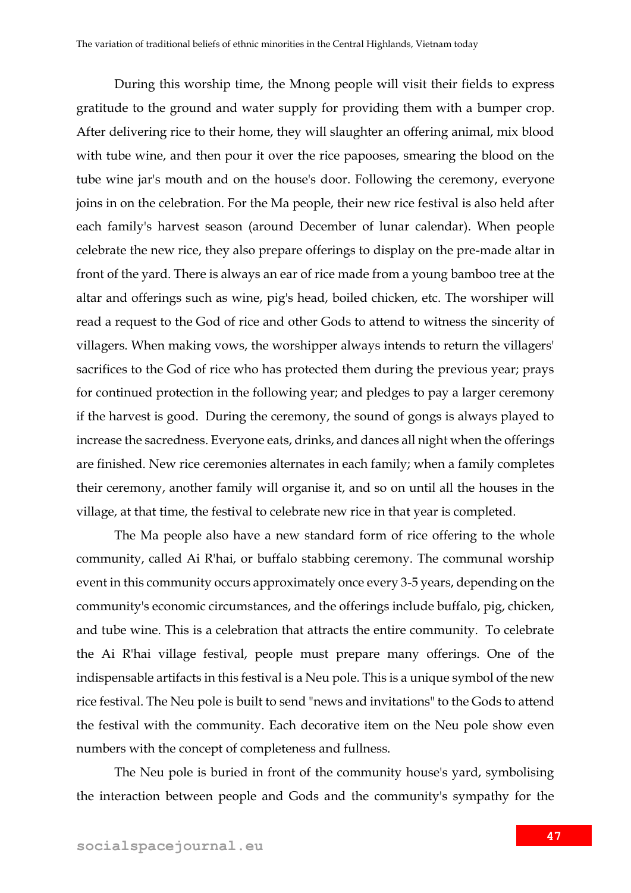During this worship time, the Mnong people will visit their fields to express gratitude to the ground and water supply for providing them with a bumper crop. After delivering rice to their home, they will slaughter an offering animal, mix blood with tube wine, and then pour it over the rice papooses, smearing the blood on the tube wine jar's mouth and on the house's door. Following the ceremony, everyone joins in on the celebration. For the Ma people, their new rice festival is also held after each family's harvest season (around December of lunar calendar). When people celebrate the new rice, they also prepare offerings to display on the pre-made altar in front of the yard. There is always an ear of rice made from a young bamboo tree at the altar and offerings such as wine, pig's head, boiled chicken, etc. The worshiper will read a request to the God of rice and other Gods to attend to witness the sincerity of villagers. When making vows, the worshipper always intends to return the villagers' sacrifices to the God of rice who has protected them during the previous year; prays for continued protection in the following year; and pledges to pay a larger ceremony if the harvest is good. During the ceremony, the sound of gongs is always played to increase the sacredness. Everyone eats, drinks, and dances all night when the offerings are finished. New rice ceremonies alternates in each family; when a family completes their ceremony, another family will organise it, and so on until all the houses in the village, at that time, the festival to celebrate new rice in that year is completed.

The Ma people also have a new standard form of rice offering to the whole community, called Ai R'hai, or buffalo stabbing ceremony. The communal worship event in this community occurs approximately once every 3-5 years, depending on the community's economic circumstances, and the offerings include buffalo, pig, chicken, and tube wine. This is a celebration that attracts the entire community. To celebrate the Ai R'hai village festival, people must prepare many offerings. One of the indispensable artifacts in this festival is a Neu pole. This is a unique symbol of the new rice festival. The Neu pole is built to send "news and invitations" to the Gods to attend the festival with the community. Each decorative item on the Neu pole show even numbers with the concept of completeness and fullness.

The Neu pole is buried in front of the community house's yard, symbolising the interaction between people and Gods and the community's sympathy for the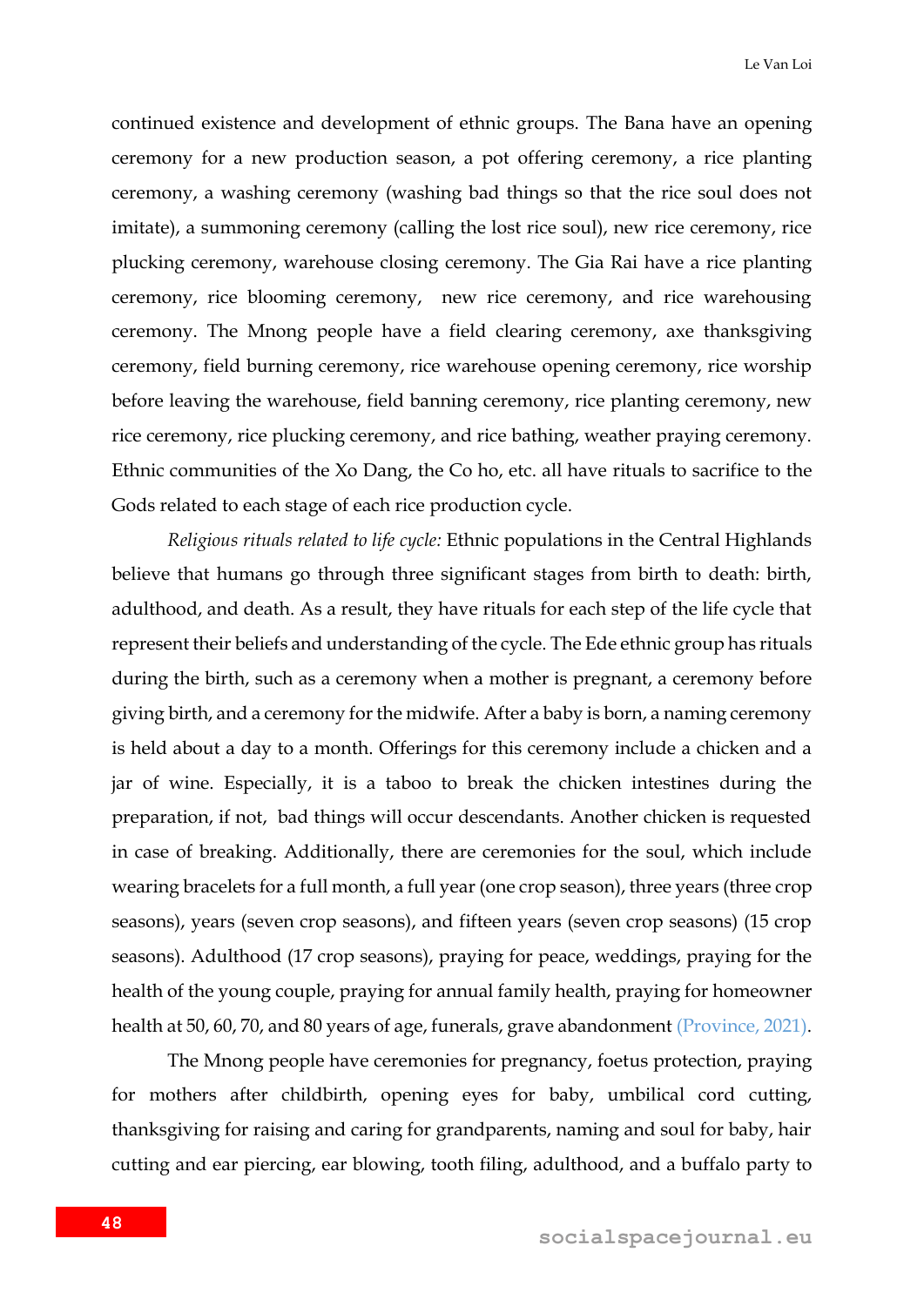continued existence and development of ethnic groups. The Bana have an opening ceremony for a new production season, a pot offering ceremony, a rice planting ceremony, a washing ceremony (washing bad things so that the rice soul does not imitate), a summoning ceremony (calling the lost rice soul), new rice ceremony, rice plucking ceremony, warehouse closing ceremony. The Gia Rai have a rice planting ceremony, rice blooming ceremony, new rice ceremony, and rice warehousing ceremony. The Mnong people have a field clearing ceremony, axe thanksgiving ceremony, field burning ceremony, rice warehouse opening ceremony, rice worship before leaving the warehouse, field banning ceremony, rice planting ceremony, new rice ceremony, rice plucking ceremony, and rice bathing, weather praying ceremony. Ethnic communities of the Xo Dang, the Co ho, etc. all have rituals to sacrifice to the Gods related to each stage of each rice production cycle.

*Religious rituals related to life cycle:* Ethnic populations in the Central Highlands believe that humans go through three significant stages from birth to death: birth, adulthood, and death. As a result, they have rituals for each step of the life cycle that represent their beliefs and understanding of the cycle. The Ede ethnic group has rituals during the birth, such as a ceremony when a mother is pregnant, a ceremony before giving birth, and a ceremony for the midwife. After a baby is born, a naming ceremony is held about a day to a month. Offerings for this ceremony include a chicken and a jar of wine. Especially, it is a taboo to break the chicken intestines during the preparation, if not, bad things will occur descendants. Another chicken is requested in case of breaking. Additionally, there are ceremonies for the soul, which include wearing bracelets for a full month, a full year (one crop season), three years (three crop seasons), years (seven crop seasons), and fifteen years (seven crop seasons) (15 crop seasons). Adulthood (17 crop seasons), praying for peace, weddings, praying for the health of the young couple, praying for annual family health, praying for homeowner health at 50, 60, 70, and 80 years of age, funerals, grave abandonment (Province, 2021).

The Mnong people have ceremonies for pregnancy, foetus protection, praying for mothers after childbirth, opening eyes for baby, umbilical cord cutting, thanksgiving for raising and caring for grandparents, naming and soul for baby, hair cutting and ear piercing, ear blowing, tooth filing, adulthood, and a buffalo party to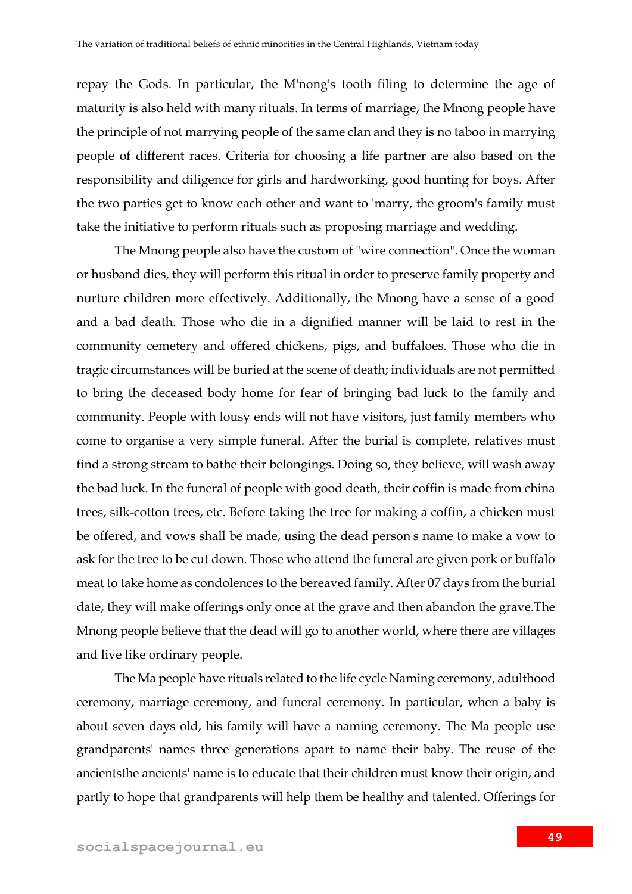repay the Gods. In particular, the M'nong's tooth filing to determine the age of maturity is also held with many rituals. In terms of marriage, the Mnong people have the principle of not marrying people of the same clan and they is no taboo in marrying people of different races. Criteria for choosing a life partner are also based on the responsibility and diligence for girls and hardworking, good hunting for boys. After the two parties get to know each other and want to 'marry, the groom's family must take the initiative to perform rituals such as proposing marriage and wedding.

The Mnong people also have the custom of "wire connection". Once the woman or husband dies, they will perform this ritual in order to preserve family property and nurture children more effectively. Additionally, the Mnong have a sense of a good and a bad death. Those who die in a dignified manner will be laid to rest in the community cemetery and offered chickens, pigs, and buffaloes. Those who die in tragic circumstances will be buried at the scene of death; individuals are not permitted to bring the deceased body home for fear of bringing bad luck to the family and community. People with lousy ends will not have visitors, just family members who come to organise a very simple funeral. After the burial is complete, relatives must find a strong stream to bathe their belongings. Doing so, they believe, will wash away the bad luck. In the funeral of people with good death, their coffin is made from china trees, silk-cotton trees, etc. Before taking the tree for making a coffin, a chicken must be offered, and vows shall be made, using the dead person's name to make a vow to ask for the tree to be cut down. Those who attend the funeral are given pork or buffalo meat to take home as condolences to the bereaved family. After 07 days from the burial date, they will make offerings only once at the grave and then abandon the grave.The Mnong people believe that the dead will go to another world, where there are villages and live like ordinary people.

The Ma people have rituals related to the life cycle Naming ceremony, adulthood ceremony, marriage ceremony, and funeral ceremony. In particular, when a baby is about seven days old, his family will have a naming ceremony. The Ma people use grandparents' names three generations apart to name their baby. The reuse of the ancientsthe ancients' name is to educate that their children must know their origin, and partly to hope that grandparents will help them be healthy and talented. Offerings for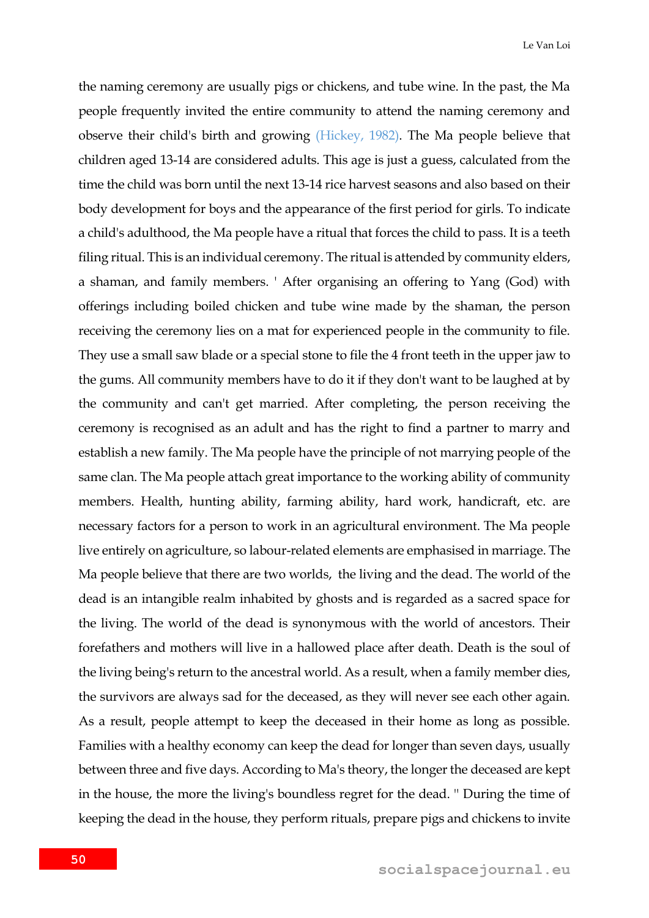the naming ceremony are usually pigs or chickens, and tube wine. In the past, the Ma people frequently invited the entire community to attend the naming ceremony and observe their child's birth and growing (Hickey, 1982). The Ma people believe that children aged 13-14 are considered adults. This age is just a guess, calculated from the time the child was born until the next 13-14 rice harvest seasons and also based on their body development for boys and the appearance of the first period for girls. To indicate a child's adulthood, the Ma people have a ritual that forces the child to pass. It is a teeth filing ritual. This is an individual ceremony. The ritual is attended by community elders, a shaman, and family members. ' After organising an offering to Yang (God) with offerings including boiled chicken and tube wine made by the shaman, the person receiving the ceremony lies on a mat for experienced people in the community to file. They use a small saw blade or a special stone to file the 4 front teeth in the upper jaw to the gums. All community members have to do it if they don't want to be laughed at by the community and can't get married. After completing, the person receiving the ceremony is recognised as an adult and has the right to find a partner to marry and establish a new family. The Ma people have the principle of not marrying people of the same clan. The Ma people attach great importance to the working ability of community members. Health, hunting ability, farming ability, hard work, handicraft, etc. are necessary factors for a person to work in an agricultural environment. The Ma people live entirely on agriculture, so labour-related elements are emphasised in marriage. The Ma people believe that there are two worlds, the living and the dead. The world of the dead is an intangible realm inhabited by ghosts and is regarded as a sacred space for the living. The world of the dead is synonymous with the world of ancestors. Their forefathers and mothers will live in a hallowed place after death. Death is the soul of the living being's return to the ancestral world. As a result, when a family member dies, the survivors are always sad for the deceased, as they will never see each other again. As a result, people attempt to keep the deceased in their home as long as possible. Families with a healthy economy can keep the dead for longer than seven days, usually between three and five days. According to Ma's theory, the longer the deceased are kept in the house, the more the living's boundless regret for the dead. " During the time of keeping the dead in the house, they perform rituals, prepare pigs and chickens to invite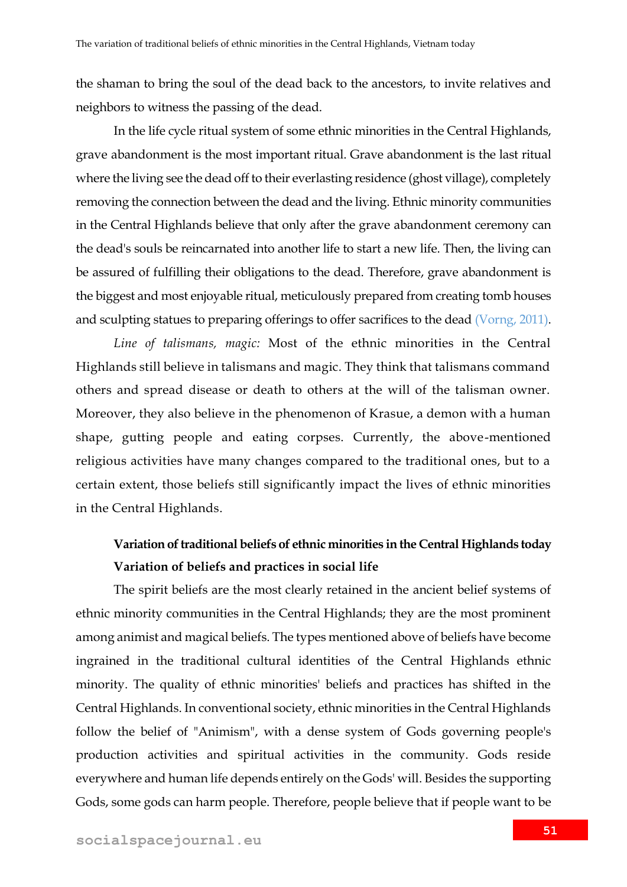the shaman to bring the soul of the dead back to the ancestors, to invite relatives and neighbors to witness the passing of the dead.

In the life cycle ritual system of some ethnic minorities in the Central Highlands, grave abandonment is the most important ritual. Grave abandonment is the last ritual where the living see the dead off to their everlasting residence (ghost village), completely removing the connection between the dead and the living. Ethnic minority communities in the Central Highlands believe that only after the grave abandonment ceremony can the dead's souls be reincarnated into another life to start a new life. Then, the living can be assured of fulfilling their obligations to the dead. Therefore, grave abandonment is the biggest and most enjoyable ritual, meticulously prepared from creating tomb houses and sculpting statues to preparing offerings to offer sacrifices to the dead (Vorng, 2011).

*Line of talismans, magic:* Most of the ethnic minorities in the Central Highlands still believe in talismans and magic. They think that talismans command others and spread disease or death to others at the will of the talisman owner. Moreover, they also believe in the phenomenon of Krasue, a demon with a human shape, gutting people and eating corpses. Currently, the above-mentioned religious activities have many changes compared to the traditional ones, but to a certain extent, those beliefs still significantly impact the lives of ethnic minorities in the Central Highlands.

## Variation of traditional beliefs of ethnic minorities in the Central Highlands today

### Variation of beliefs and practices in social life

The spirit beliefs are the most clearly retained in the ancient belief systems of ethnic minority communities in the Central Highlands; they are the most prominent among animist and magical beliefs. The types mentioned above of beliefs have become ingrained in the traditional cultural identities of the Central Highlands ethnic minority. The quality of ethnic minorities' beliefs and practices has shifted in the Central Highlands. In conventional society, ethnic minorities in the Central Highlands follow the belief of "Animism", with a dense system of Gods governing people's production activities and spiritual activities in the community. Gods reside everywhere and human life depends entirely on the Gods' will. Besides the supporting Gods, some gods can harm people. Therefore, people believe that if people want to be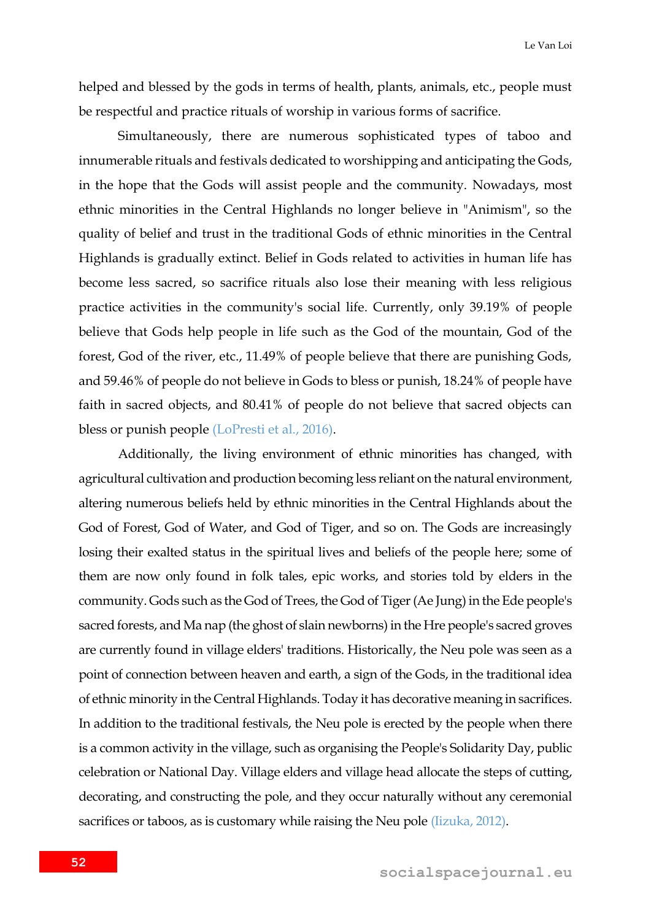helped and blessed by the gods in terms of health, plants, animals, etc., people must be respectful and practice rituals of worship in various forms of sacrifice.

Simultaneously, there are numerous sophisticated types of taboo and innumerable rituals and festivals dedicated to worshipping and anticipating the Gods, in the hope that the Gods will assist people and the community. Nowadays, most ethnic minorities in the Central Highlands no longer believe in "Animism", so the quality of belief and trust in the traditional Gods of ethnic minorities in the Central Highlands is gradually extinct. Belief in Gods related to activities in human life has become less sacred, so sacrifice rituals also lose their meaning with less religious practice activities in the community's social life. Currently, only 39.19% of people believe that Gods help people in life such as the God of the mountain, God of the forest, God of the river, etc., 11.49% of people believe that there are punishing Gods, and 59.46% of people do not believe in Gods to bless or punish, 18.24% of people have faith in sacred objects, and 80.41% of people do not believe that sacred objects can bless or punish people (LoPresti et al., 2016).

Additionally, the living environment of ethnic minorities has changed, with agricultural cultivation and production becoming less reliant on the natural environment, altering numerous beliefs held by ethnic minorities in the Central Highlands about the God of Forest, God of Water, and God of Tiger, and so on. The Gods are increasingly losing their exalted status in the spiritual lives and beliefs of the people here; some of them are now only found in folk tales, epic works, and stories told by elders in the community. Gods such as the God of Trees, the God of Tiger (Ae Jung) in the Ede people's sacred forests, and Ma nap (the ghost of slain newborns) in the Hre people's sacred groves are currently found in village elders' traditions. Historically, the Neu pole was seen as a point of connection between heaven and earth, a sign of the Gods, in the traditional idea of ethnic minority in the Central Highlands. Today it has decorative meaning in sacrifices. In addition to the traditional festivals, the Neu pole is erected by the people when there is a common activity in the village, such as organising the People's Solidarity Day, public celebration or National Day. Village elders and village head allocate the steps of cutting, decorating, and constructing the pole, and they occur naturally without any ceremonial sacrifices or taboos, as is customary while raising the Neu pole (Iizuka, 2012).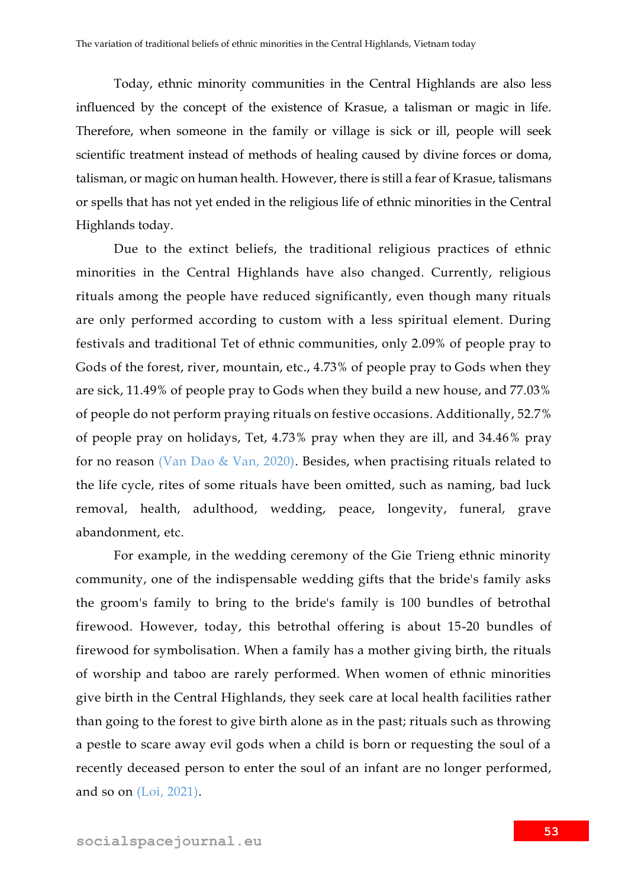Today, ethnic minority communities in the Central Highlands are also less influenced by the concept of the existence of Krasue, a talisman or magic in life. Therefore, when someone in the family or village is sick or ill, people will seek scientific treatment instead of methods of healing caused by divine forces or doma, talisman, or magic on human health. However, there is still a fear of Krasue, talismans or spells that has not yet ended in the religious life of ethnic minorities in the Central Highlands today.

Due to the extinct beliefs, the traditional religious practices of ethnic minorities in the Central Highlands have also changed. Currently, religious rituals among the people have reduced significantly, even though many rituals are only performed according to custom with a less spiritual element. During festivals and traditional Tet of ethnic communities, only 2.09% of people pray to Gods of the forest, river, mountain, etc., 4.73% of people pray to Gods when they are sick, 11.49% of people pray to Gods when they build a new house, and 77.03% of people do not perform praying rituals on festive occasions. Additionally, 52.7% of people pray on holidays, Tet, 4.73% pray when they are ill, and 34.46% pray for no reason (Van Dao & Van, 2020). Besides, when practising rituals related to the life cycle, rites of some rituals have been omitted, such as naming, bad luck removal, health, adulthood, wedding, peace, longevity, funeral, grave abandonment, etc.

For example, in the wedding ceremony of the Gie Trieng ethnic minority community, one of the indispensable wedding gifts that the bride's family asks the groom's family to bring to the bride's family is 100 bundles of betrothal firewood. However, today, this betrothal offering is about 15-20 bundles of firewood for symbolisation. When a family has a mother giving birth, the rituals of worship and taboo are rarely performed. When women of ethnic minorities give birth in the Central Highlands, they seek care at local health facilities rather than going to the forest to give birth alone as in the past; rituals such as throwing a pestle to scare away evil gods when a child is born or requesting the soul of a recently deceased person to enter the soul of an infant are no longer performed, and so on (Loi, 2021).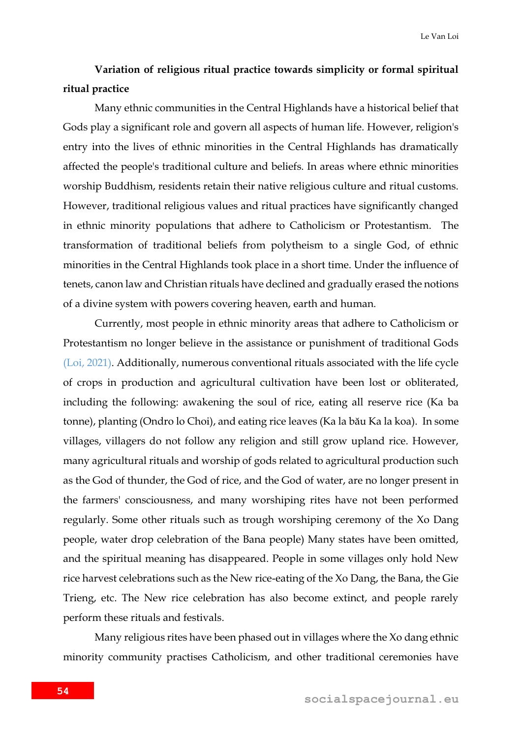**Variation of religious ritual practice towards simplicity or formal spiritual ritual practice**

Many ethnic communities in the Central Highlands have a historical belief that Gods play a significant role and govern all aspects of human life. However, religion's entry into the lives of ethnic minorities in the Central Highlands has dramatically affected the people's traditional culture and beliefs. In areas where ethnic minorities worship Buddhism, residents retain their native religious culture and ritual customs. However, traditional religious values and ritual practices have significantly changed in ethnic minority populations that adhere to Catholicism or Protestantism. The transformation of traditional beliefs from polytheism to a single God, of ethnic minorities in the Central Highlands took place in a short time. Under the influence of tenets, canon law and Christian rituals have declined and gradually erased the notions of a divine system with powers covering heaven, earth and human.

Currently, most people in ethnic minority areas that adhere to Catholicism or Protestantism no longer believe in the assistance or punishment of traditional Gods (Loi, 2021). Additionally, numerous conventional rituals associated with the life cycle of crops in production and agricultural cultivation have been lost or obliterated, including the following: awakening the soul of rice, eating all reserve rice (Ka ba tonne), planting (Ondro lo Choi), and eating rice leaves (Ka la bău Ka la koa). In some villages, villagers do not follow any religion and still grow upland rice. However, many agricultural rituals and worship of gods related to agricultural production such as the God of thunder, the God of rice, and the God of water, are no longer present in the farmers' consciousness, and many worshiping rites have not been performed regularly. Some other rituals such as trough worshiping ceremony of the Xo Dang people, water drop celebration of the Bana people) Many states have been omitted, and the spiritual meaning has disappeared. People in some villages only hold New rice harvest celebrations such as the New rice-eating of the Xo Dang, the Bana, the Gie Trieng, etc. The New rice celebration has also become extinct, and people rarely perform these rituals and festivals.

Many religious rites have been phased out in villages where the Xo dang ethnic minority community practises Catholicism, and other traditional ceremonies have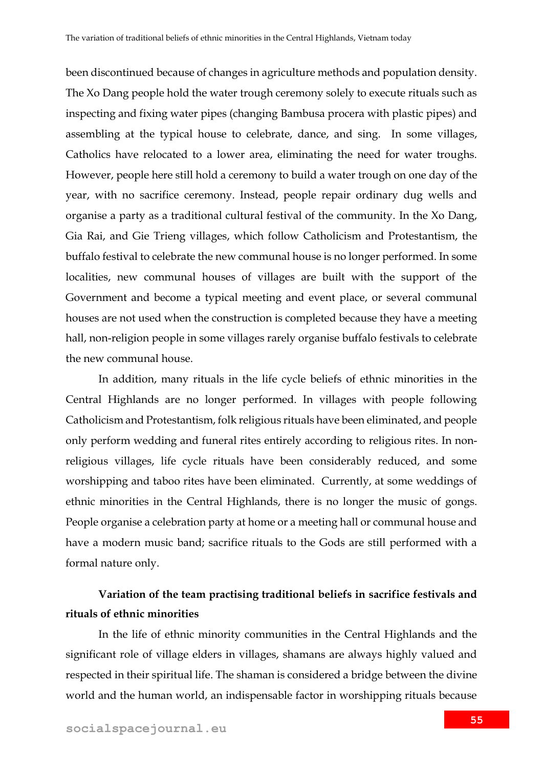been discontinued because of changes in agriculture methods and population density. The Xo Dang people hold the water trough ceremony solely to execute rituals such as inspecting and fixing water pipes (changing Bambusa procera with plastic pipes) and assembling at the typical house to celebrate, dance, and sing. In some villages, Catholics have relocated to a lower area, eliminating the need for water troughs. However, people here still hold a ceremony to build a water trough on one day of the year, with no sacrifice ceremony. Instead, people repair ordinary dug wells and organise a party as a traditional cultural festival of the community. In the Xo Dang, Gia Rai, and Gie Trieng villages, which follow Catholicism and Protestantism, the buffalo festival to celebrate the new communal house is no longer performed. In some localities, new communal houses of villages are built with the support of the Government and become a typical meeting and event place, or several communal houses are not used when the construction is completed because they have a meeting hall, non-religion people in some villages rarely organise buffalo festivals to celebrate the new communal house.

In addition, many rituals in the life cycle beliefs of ethnic minorities in the Central Highlands are no longer performed. In villages with people following Catholicism and Protestantism, folk religious rituals have been eliminated, and people only perform wedding and funeral rites entirely according to religious rites. In non-religious villages, life cycle rituals have been considerably reduced, and some worshipping and taboo rites have been eliminated. Currently, at some weddings of ethnic minorities in the Central Highlands, there is no longer the music of gongs. People organise a celebration party at home or a meeting hall or communal house and have a modern music band; sacrifice rituals to the Gods are still performed with a formal nature only.

**Variation of the team practising traditional beliefs in sacrifice festivals and rituals of ethnic minorities**

In the life of ethnic minority communities in the Central Highlands and the significant role of village elders in villages, shamans are always highly valued and respected in their spiritual life. The shaman is considered a bridge between the divine world and the human world, an indispensable factor in worshipping rituals because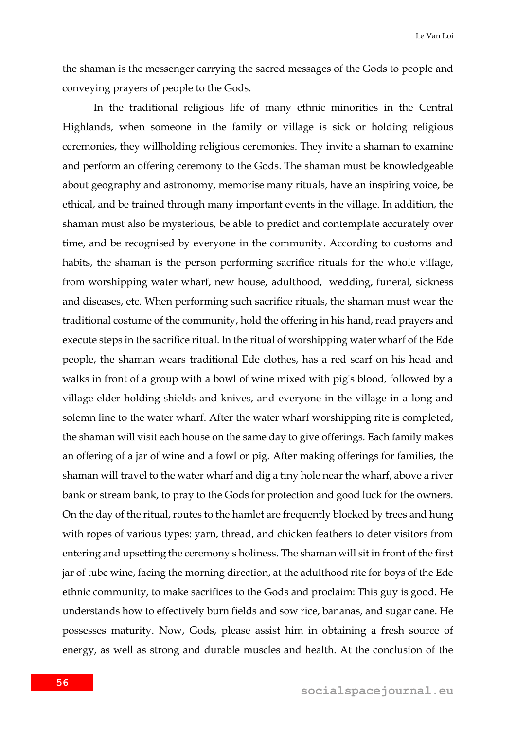the shaman is the messenger carrying the sacred messages of the Gods to people and conveying prayers of people to the Gods.

In the traditional religious life of many ethnic minorities in the Central Highlands, when someone in the family or village is sick or holding religious ceremonies, they willholding religious ceremonies. They invite a shaman to examine and perform an offering ceremony to the Gods. The shaman must be knowledgeable about geography and astronomy, memorise many rituals, have an inspiring voice, be ethical, and be trained through many important events in the village. In addition, the shaman must also be mysterious, be able to predict and contemplate accurately over time, and be recognised by everyone in the community. According to customs and habits, the shaman is the person performing sacrifice rituals for the whole village, from worshipping water wharf, new house, adulthood, wedding, funeral, sickness and diseases, etc. When performing such sacrifice rituals, the shaman must wear the traditional costume of the community, hold the offering in his hand, read prayers and execute steps in the sacrifice ritual. In the ritual of worshipping water wharf of the Ede people, the shaman wears traditional Ede clothes, has a red scarf on his head and walks in front of a group with a bowl of wine mixed with pig's blood, followed by a village elder holding shields and knives, and everyone in the village in a long and solemn line to the water wharf. After the water wharf worshipping rite is completed, the shaman will visit each house on the same day to give offerings. Each family makes an offering of a jar of wine and a fowl or pig. After making offerings for families, the shaman will travel to the water wharf and dig a tiny hole near the wharf, above a river bank or stream bank, to pray to the Gods for protection and good luck for the owners. On the day of the ritual, routes to the hamlet are frequently blocked by trees and hung with ropes of various types: yarn, thread, and chicken feathers to deter visitors from entering and upsetting the ceremony's holiness. The shaman will sit in front of the first jar of tube wine, facing the morning direction, at the adulthood rite for boys of the Ede ethnic community, to make sacrifices to the Gods and proclaim: This guy is good. He understands how to effectively burn fields and sow rice, bananas, and sugar cane. He possesses maturity. Now, Gods, please assist him in obtaining a fresh source of energy, as well as strong and durable muscles and health. At the conclusion of the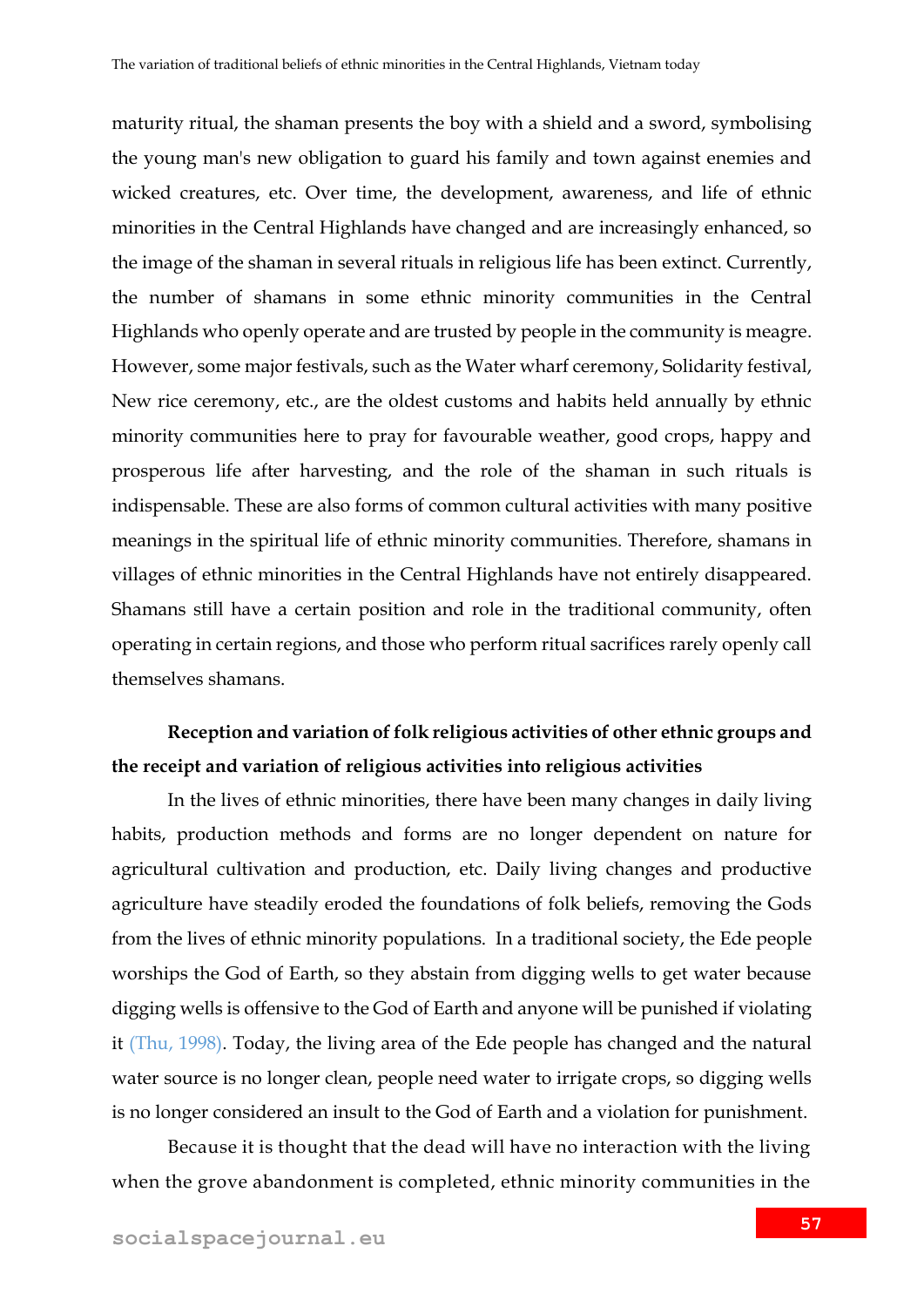maturity ritual, the shaman presents the boy with a shield and a sword, symbolising the young man's new obligation to guard his family and town against enemies and wicked creatures, etc. Over time, the development, awareness, and life of ethnic minorities in the Central Highlands have changed and are increasingly enhanced, so the image of the shaman in several rituals in religious life has been extinct. Currently, the number of shamans in some ethnic minority communities in the Central Highlands who openly operate and are trusted by people in the community is meagre. However, some major festivals, such as the Water wharf ceremony, Solidarity festival, New rice ceremony, etc., are the oldest customs and habits held annually by ethnic minority communities here to pray for favourable weather, good crops, happy and prosperous life after harvesting, and the role of the shaman in such rituals is indispensable. These are also forms of common cultural activities with many positive meanings in the spiritual life of ethnic minority communities. Therefore, shamans in villages of ethnic minorities in the Central Highlands have not entirely disappeared. Shamans still have a certain position and role in the traditional community, often operating in certain regions, and those who perform ritual sacrifices rarely openly call themselves shamans.

**Reception and variation of folk religious activities of other ethnic groups and the receipt and variation of religious activities into religious activities**

In the lives of ethnic minorities, there have been many changes in daily living habits, production methods and forms are no longer dependent on nature for agricultural cultivation and production, etc. Daily living changes and productive agriculture have steadily eroded the foundations of folk beliefs, removing the Gods from the lives of ethnic minority populations. In a traditional society, the Ede people worships the God of Earth, so they abstain from digging wells to get water because digging wells is offensive to the God of Earth and anyone will be punished if violating it (Thu, 1998). Today, the living area of the Ede people has changed and the natural water source is no longer clean, people need water to irrigate crops, so digging wells is no longer considered an insult to the God of Earth and a violation for punishment.

Because it is thought that the dead will have no interaction with the living when the grove abandonment is completed, ethnic minority communities in the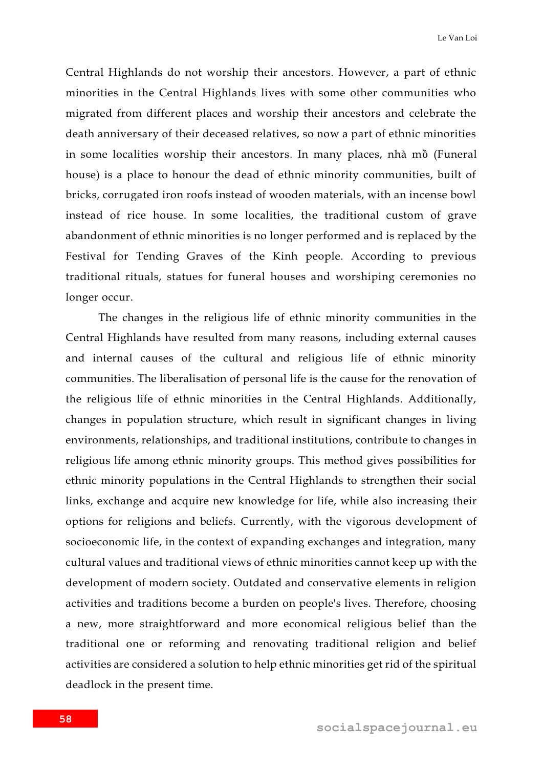Central Highlands do not worship their ancestors. However, a part of ethnic minorities in the Central Highlands lives with some other communities who migrated from different places and worship their ancestors and celebrate the death anniversary of their deceased relatives, so now a part of ethnic minorities in some localities worship their ancestors. In many places, nhà mồ (Funeral house) is a place to honour the dead of ethnic minority communities, built of bricks, corrugated iron roofs instead of wooden materials, with an incense bowl instead of rice house. In some localities, the traditional custom of grave abandonment of ethnic minorities is no longer performed and is replaced by the Festival for Tending Graves of the Kinh people. According to previous traditional rituals, statues for funeral houses and worshiping ceremonies no longer occur.

The changes in the religious life of ethnic minority communities in the Central Highlands have resulted from many reasons, including external causes and internal causes of the cultural and religious life of ethnic minority communities. The liberalisation of personal life is the cause for the renovation of the religious life of ethnic minorities in the Central Highlands. Additionally, changes in population structure, which result in significant changes in living environments, relationships, and traditional institutions, contribute to changes in religious life among ethnic minority groups. This method gives possibilities for ethnic minority populations in the Central Highlands to strengthen their social links, exchange and acquire new knowledge for life, while also increasing their options for religions and beliefs. Currently, with the vigorous development of socioeconomic life, in the context of expanding exchanges and integration, many cultural values and traditional views of ethnic minorities cannot keep up with the development of modern society. Outdated and conservative elements in religion activities and traditions become a burden on people's lives. Therefore, choosing a new, more straightforward and more economical religious belief than the traditional one or reforming and renovating traditional religion and belief activities are considered a solution to help ethnic minorities get rid of the spiritual deadlock in the present time.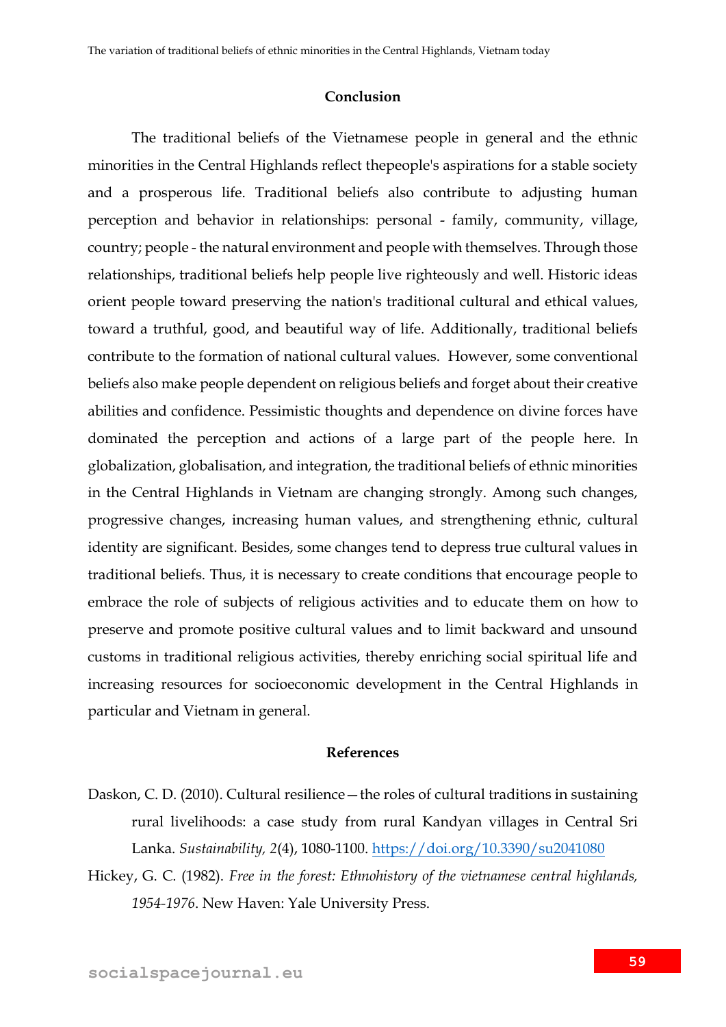## Conclusion

The traditional beliefs of the Vietnamese people in general and the ethnic minorities in the Central Highlands reflect thepeople's aspirations for a stable society and a prosperous life. Traditional beliefs also contribute to adjusting human perception and behavior in relationships: personal - family, community, village, country; people - the natural environment and people with themselves. Through those relationships, traditional beliefs help people live righteously and well. Historic ideas orient people toward preserving the nation's traditional cultural and ethical values, toward a truthful, good, and beautiful way of life. Additionally, traditional beliefs contribute to the formation of national cultural values. However, some conventional beliefs also make people dependent on religious beliefs and forget about their creative abilities and confidence. Pessimistic thoughts and dependence on divine forces have dominated the perception and actions of a large part of the people here. In globalization, globalisation, and integration, the traditional beliefs of ethnic minorities in the Central Highlands in Vietnam are changing strongly. Among such changes, progressive changes, increasing human values, and strengthening ethnic, cultural identity are significant. Besides, some changes tend to depress true cultural values in traditional beliefs. Thus, it is necessary to create conditions that encourage people to embrace the role of subjects of religious activities and to educate them on how to preserve and promote positive cultural values and to limit backward and unsound customs in traditional religious activities, thereby enriching social spiritual life and increasing resources for socioeconomic development in the Central Highlands in particular and Vietnam in general.

## References

Daskon, C. D. (2010). Cultural resilience—the roles of cultural traditions in sustaining rural livelihoods: a case study from rural Kandyan villages in Central Sri Lanka. *Sustainability, 2*(4), 1080-1100. https://doi.org/10.3390/su2041080

Hickey, G. C. (1982). *Free in the forest: Ethnohistory of the vietnamese central highlands, 1954-1976*. New Haven: Yale University Press.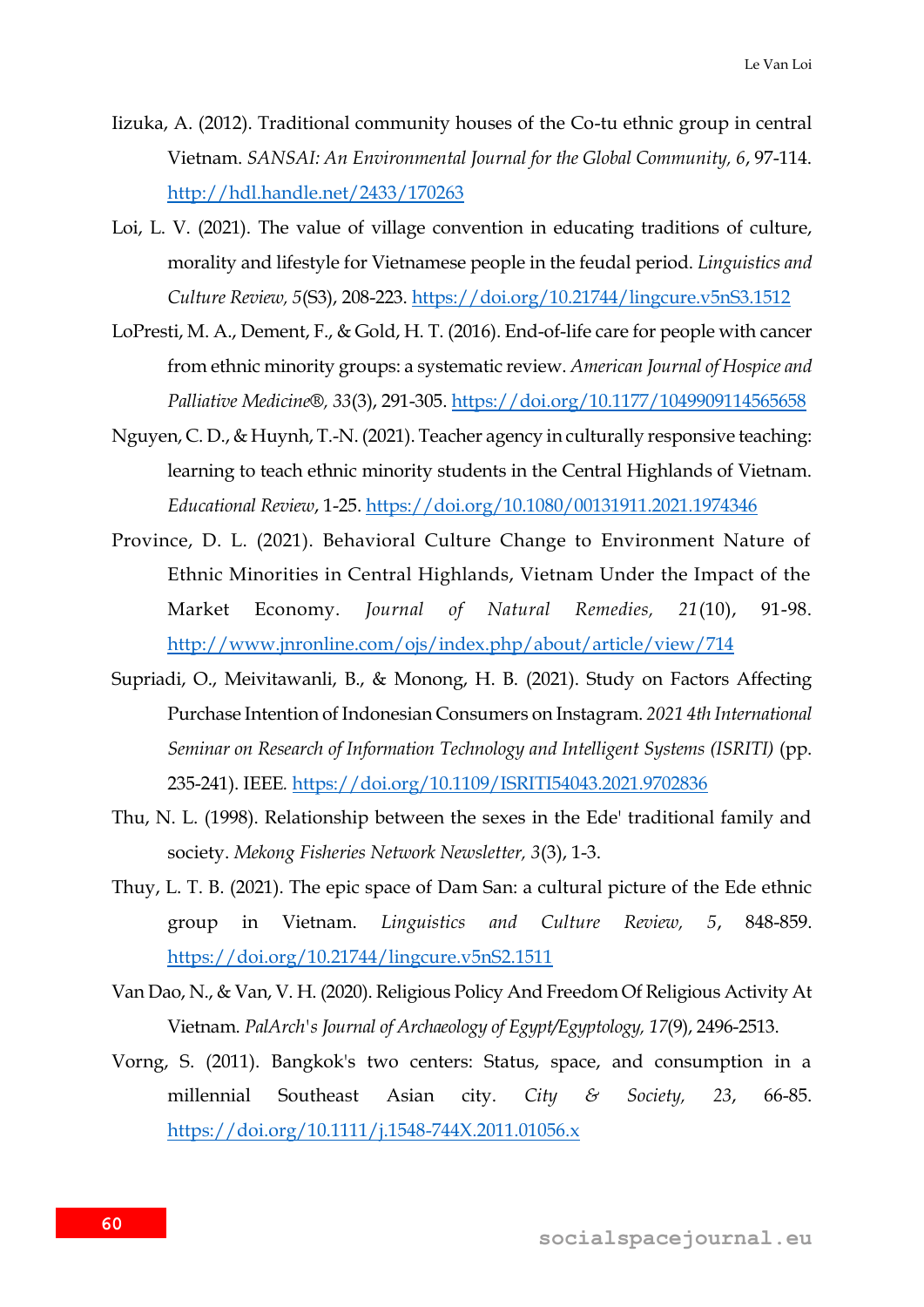Iizuka, A. (2012). Traditional community houses of the Co-tu ethnic group in central Vietnam. *SANSAI: An Environmental Journal for the Global Community, 6*, 97-114. http://hdl.handle.net/2433/170263

Loi, L. V. (2021). The value of village convention in educating traditions of culture, morality and lifestyle for Vietnamese people in the feudal period. *Linguistics and Culture Review, 5*(S3), 208-223. https://doi.org/10.21744/lingcure.v5nS3.1512

LoPresti, M. A., Dement, F., & Gold, H. T. (2016). End-of-life care for people with cancer from ethnic minority groups: a systematic review. *American Journal of Hospice and Palliative Medicine®, 33*(3), 291-305. https://doi.org/10.1177/1049909114565658

Nguyen, C. D., & Huynh, T.-N. (2021). Teacher agency in culturally responsive teaching: learning to teach ethnic minority students in the Central Highlands of Vietnam. *Educational Review*, 1-25. https://doi.org/10.1080/00131911.2021.1974346

Province, D. L. (2021). Behavioral Culture Change to Environment Nature of Ethnic Minorities in Central Highlands, Vietnam Under the Impact of the Market Economy. *Journal of Natural Remedies, 21*(10), 91-98. http://www.jnronline.com/ojs/index.php/about/article/view/714

Supriadi, O., Meivitawanli, B., & Monong, H. B. (2021). Study on Factors Affecting Purchase Intention of Indonesian Consumers on Instagram. *2021 4th International Seminar on Research of Information Technology and Intelligent Systems (ISRITI)* (pp. 235-241). IEEE. https://doi.org/10.1109/ISRITI54043.2021.9702836

Thu, N. L. (1998). Relationship between the sexes in the Ede' traditional family and society. *Mekong Fisheries Network Newsletter, 3*(3), 1-3.

Thuy, L. T. B. (2021). The epic space of Dam San: a cultural picture of the Ede ethnic group in Vietnam. *Linguistics and Culture Review, 5*, 848-859. https://doi.org/10.21744/lingcure.v5nS2.1511

Van Dao, N., & Van, V. H. (2020). Religious Policy And Freedom Of Religious Activity At Vietnam. *PalArch's Journal of Archaeology of Egypt/Egyptology, 17*(9), 2496-2513.

Vorng, S. (2011). Bangkok's two centers: Status, space, and consumption in a millennial Southeast Asian city. *City & Society, 23*, 66-85. https://doi.org/10.1111/j.1548-744X.2011.01056.x